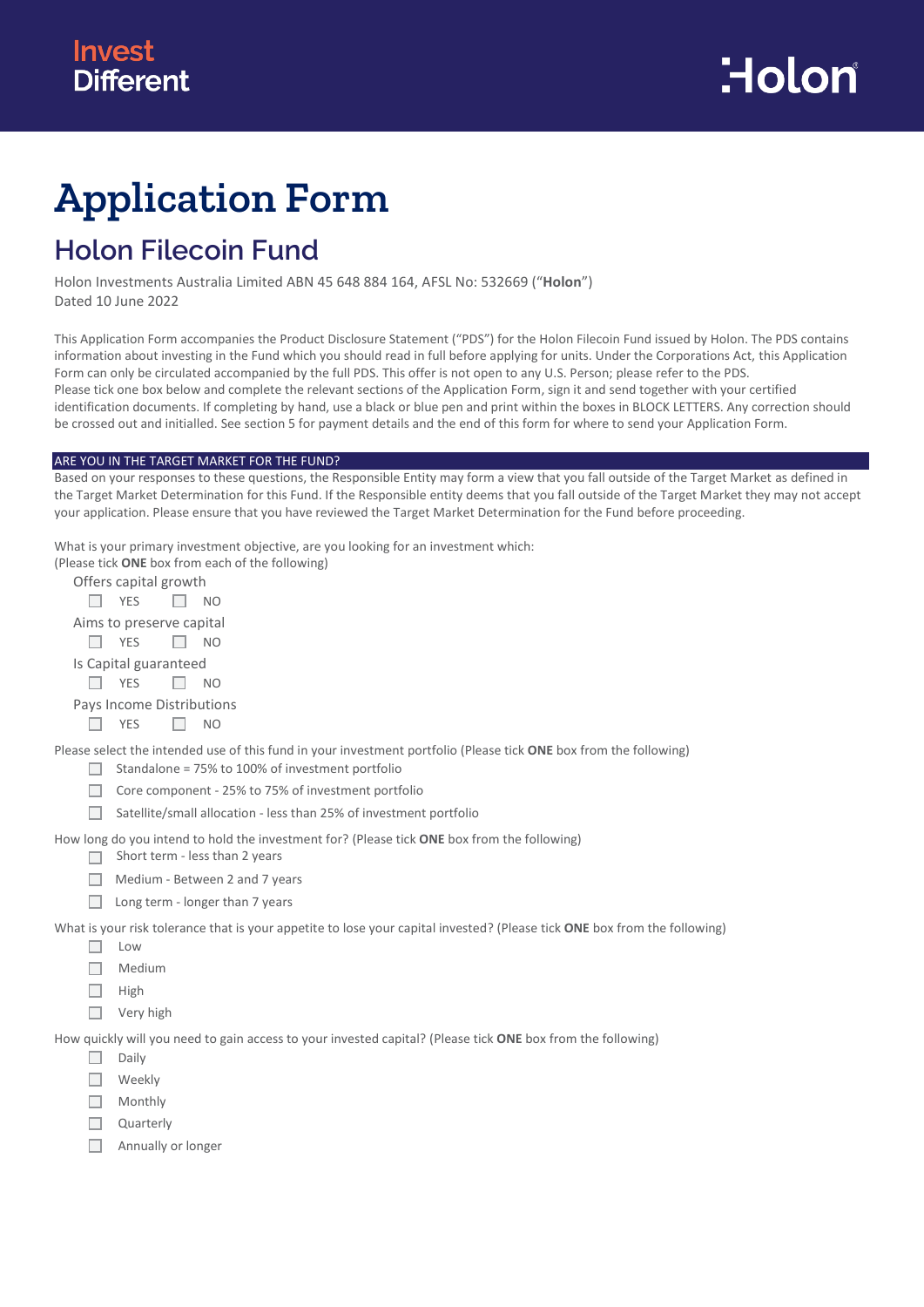Invest Different

Holon

# Application Form

## Holon Filecoin Fund

Holon Investments Australia Limited ABN 45 648 884 164, AFSL No: 532669 ("**Holon**")
Dated 10 June 2022

This Application Form accompanies the Product Disclosure Statement ("PDS") for the Holon Filecoin Fund issued by Holon. The PDS contains information about investing in the Fund which you should read in full before applying for units. Under the Corporations Act, this Application Form can only be circulated accompanied by the full PDS. This offer is not open to any U.S. Person; please refer to the PDS.
Please tick one box below and complete the relevant sections of the Application Form, sign it and send together with your certified identification documents. If completing by hand, use a black or blue pen and print within the boxes in BLOCK LETTERS. Any correction should be crossed out and initialled. See section 5 for payment details and the end of this form for where to send your Application Form.

### ARE YOU IN THE TARGET MARKET FOR THE FUND?

Based on your responses to these questions, the Responsible Entity may form a view that you fall outside of the Target Market as defined in the Target Market Determination for this Fund. If the Responsible entity deems that you fall outside of the Target Market they may not accept your application. Please ensure that you have reviewed the Target Market Determination for the Fund before proceeding.

What is your primary investment objective, are you looking for an investment which:
(Please tick **ONE** box from each of the following)

Offers capital growth
- ☐ YES ☐ NO

Aims to preserve capital
- ☐ YES ☐ NO

Is Capital guaranteed
- ☐ YES ☐ NO

Pays Income Distributions
- ☐ YES ☐ NO

Please select the intended use of this fund in your investment portfolio (Please tick **ONE** box from the following)
- ☐ Standalone = 75% to 100% of investment portfolio
- ☐ Core component - 25% to 75% of investment portfolio
- ☐ Satellite/small allocation - less than 25% of investment portfolio

How long do you intend to hold the investment for? (Please tick **ONE** box from the following)
- ☐ Short term - less than 2 years
- ☐ Medium - Between 2 and 7 years
- ☐ Long term - longer than 7 years

What is your risk tolerance that is your appetite to lose your capital invested? (Please tick **ONE** box from the following)
- ☐ Low
- ☐ Medium
- ☐ High
- ☐ Very high

How quickly will you need to gain access to your invested capital? (Please tick **ONE** box from the following)
- ☐ Daily
- ☐ Weekly
- ☐ Monthly
- ☐ Quarterly
- ☐ Annually or longer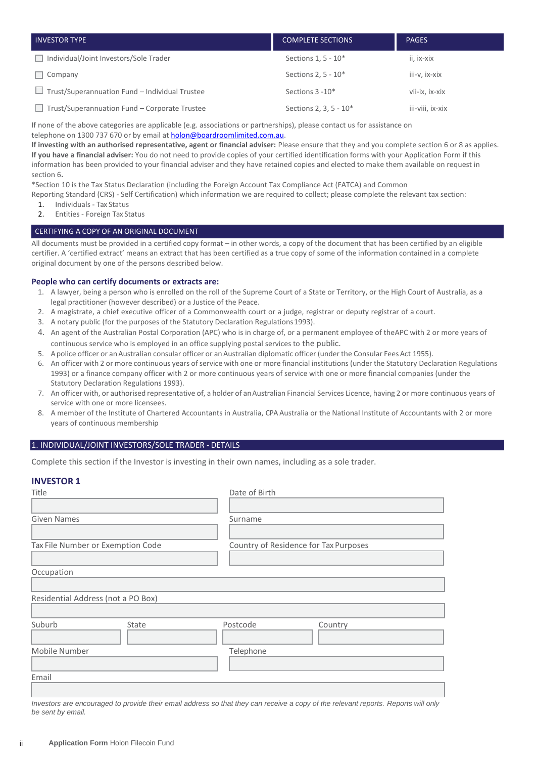| INVESTOR TYPE | COMPLETE SECTIONS | PAGES |
|---|---|---|
| ☐ Individual/Joint Investors/Sole Trader | Sections 1, 5 - 10* | ii, ix-xix |
| ☐ Company | Sections 2, 5 - 10* | iii-v, ix-xix |
| ☐ Trust/Superannuation Fund – Individual Trustee | Sections 3 -10* | vii-ix, ix-xix |
| ☐ Trust/Superannuation Fund – Corporate Trustee | Sections 2, 3, 5 - 10* | iii-viii, ix-xix |

If none of the above categories are applicable (e.g. associations or partnerships), please contact us for assistance on telephone on 1300 737 670 or by email at holon@boardroomlimited.com.au.

**If investing with an authorised representative, agent or financial adviser:** Please ensure that they and you complete section 6 or 8 as applies.

**If you have a financial adviser:** You do not need to provide copies of your certified identification forms with your Application Form if this information has been provided to your financial adviser and they have retained copies and elected to make them available on request in section 6**.**

*Section 10 is the Tax Status Declaration (including the Foreign Account Tax Compliance Act (FATCA) and Common Reporting Standard (CRS) - Self Certification) which information we are required to collect; please complete the relevant tax section:

1. Individuals - Tax Status
2. Entities - Foreign Tax Status

## CERTIFYING A COPY OF AN ORIGINAL DOCUMENT

All documents must be provided in a certified copy format – in other words, a copy of the document that has been certified by an eligible certifier. A 'certified extract' means an extract that has been certified as a true copy of some of the information contained in a complete original document by one of the persons described below.

### People who can certify documents or extracts are:

1. A lawyer, being a person who is enrolled on the roll of the Supreme Court of a State or Territory, or the High Court of Australia, as a legal practitioner (however described) or a Justice of the Peace.
2. A magistrate, a chief executive officer of a Commonwealth court or a judge, registrar or deputy registrar of a court.
3. A notary public (for the purposes of the Statutory Declaration Regulations 1993).
4. An agent of the Australian Postal Corporation (APC) who is in charge of, or a permanent employee of theAPC with 2 or more years of continuous service who is employed in an office supplying postal services to the public.
5. A police officer or an Australian consular officer or an Australian diplomatic officer (under the Consular Fees Act 1955).
6. An officer with 2 or more continuous years of service with one or more financial institutions (under the Statutory Declaration Regulations 1993) or a finance company officer with 2 or more continuous years of service with one or more financial companies (under the Statutory Declaration Regulations 1993).
7. An officer with, or authorised representative of, a holder of an Australian Financial Services Licence, having 2 or more continuous years of service with one or more licensees.
8. A member of the Institute of Chartered Accountants in Australia, CPA Australia or the National Institute of Accountants with 2 or more years of continuous membership

## 1. INDIVIDUAL/JOINT INVESTORS/SOLE TRADER - DETAILS

Complete this section if the Investor is investing in their own names, including as a sole trader.

### INVESTOR 1

Title

Date of Birth

Given Names

Surname

Tax File Number or Exemption Code

Country of Residence for Tax Purposes

Occupation

Residential Address (not a PO Box)

Suburb

State

Postcode

Country

Mobile Number

Telephone

Email

*Investors are encouraged to provide their email address so that they can receive a copy of the relevant reports. Reports will only be sent by email.*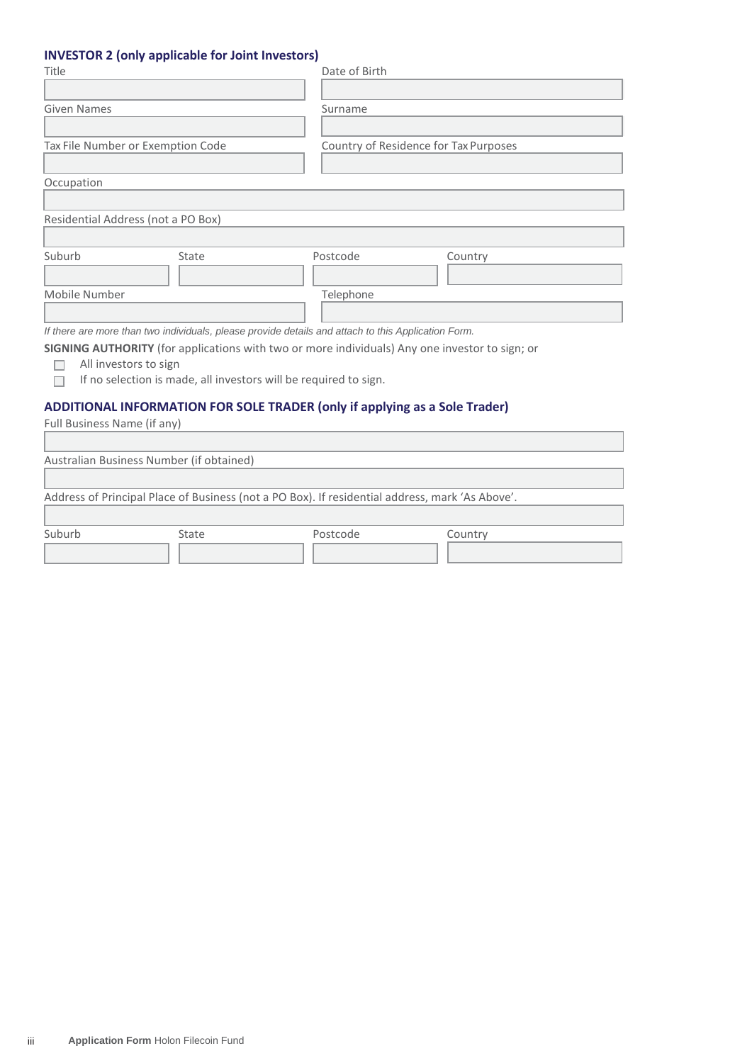### INVESTOR 2 (only applicable for Joint Investors)

| Title | Date of Birth |
|---|---|
| | |
| **Given Names** | **Surname** |
| | |
| **Tax File Number or Exemption Code** | **Country of Residence for Tax Purposes** |
| | |

Occupation

Residential Address (not a PO Box)

| Suburb | State | Postcode | Country |
|---|---|---|---|
| | | | |

| Mobile Number | Telephone |
|---|---|
| | |

*If there are more than two individuals, please provide details and attach to this Application Form.*

**SIGNING AUTHORITY** (for applications with two or more individuals) Any one investor to sign; or

- ☐ All investors to sign
- ☐ If no selection is made, all investors will be required to sign.

### ADDITIONAL INFORMATION FOR SOLE TRADER (only if applying as a Sole Trader)

Full Business Name (if any)

Australian Business Number (if obtained)

Address of Principal Place of Business (not a PO Box). If residential address, mark 'As Above'.

| Suburb | State | Postcode | Country |
|---|---|---|---|
| | | | |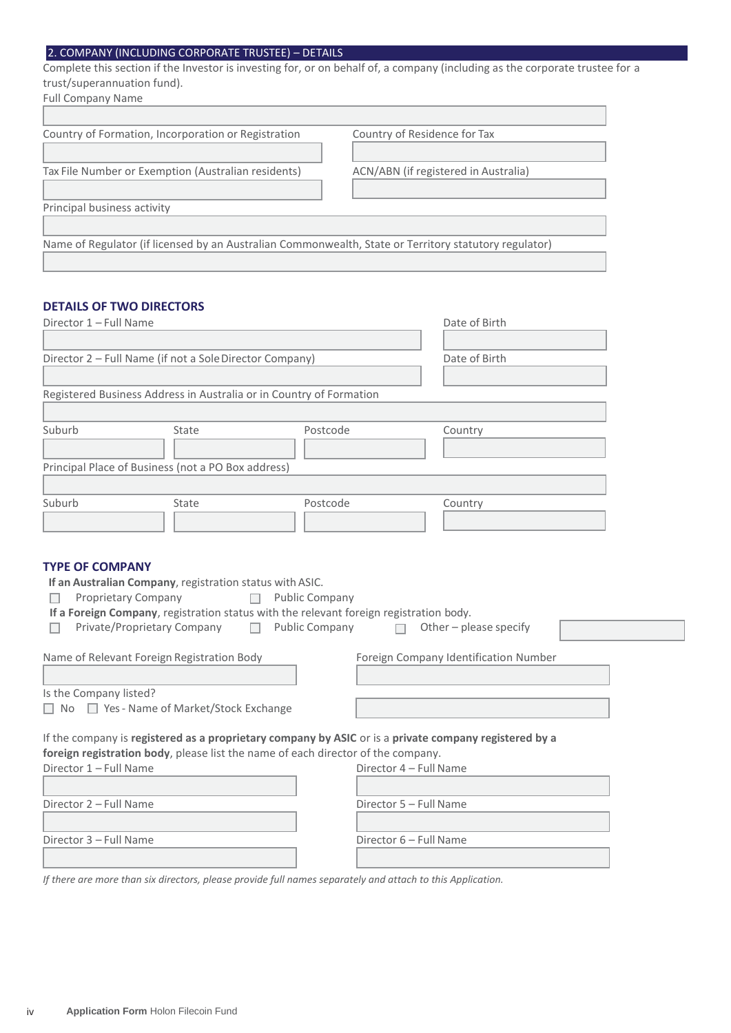## 2. COMPANY (INCLUDING CORPORATE TRUSTEE) – DETAILS

Complete this section if the Investor is investing for, or on behalf of, a company (including as the corporate trustee for a trust/superannuation fund).

Full Company Name

Country of Formation, Incorporation or Registration

Country of Residence for Tax

Tax File Number or Exemption (Australian residents)

ACN/ABN (if registered in Australia)

Principal business activity

Name of Regulator (if licensed by an Australian Commonwealth, State or Territory statutory regulator)

### DETAILS OF TWO DIRECTORS

Director 1 – Full Name

Date of Birth

Director 2 – Full Name (if not a Sole Director Company)

Date of Birth

Registered Business Address in Australia or in Country of Formation

| Suburb | State | Postcode | Country |
|---|---|---|---|
| | | | |

Principal Place of Business (not a PO Box address)

| Suburb | State | Postcode | Country |
|---|---|---|---|
| | | | |

### TYPE OF COMPANY

**If an Australian Company**, registration status with ASIC.

☐ Proprietary Company ☐ Public Company

**If a Foreign Company**, registration status with the relevant foreign registration body.

☐ Private/Proprietary Company ☐ Public Company ☐ Other – please specify

Name of Relevant Foreign Registration Body

Foreign Company Identification Number

Is the Company listed?

☐ No ☐ Yes - Name of Market/Stock Exchange

If the company is **registered as a proprietary company by ASIC** or is a **private company registered by a foreign registration body**, please list the name of each director of the company.

Director 1 – Full Name

Director 2 – Full Name

Director 3 – Full Name

Director 4 – Full Name

Director 5 – Full Name

Director 6 – Full Name

*If there are more than six directors, please provide full names separately and attach to this Application.*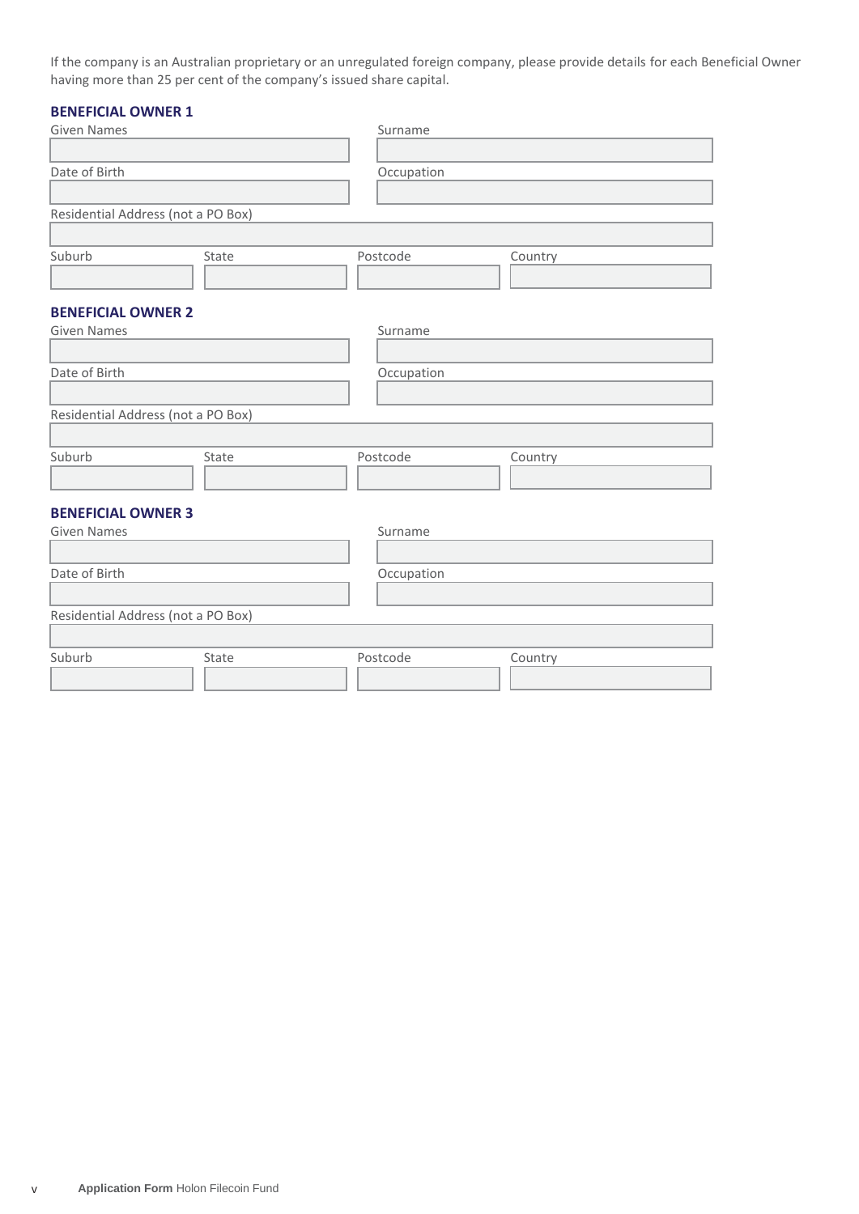If the company is an Australian proprietary or an unregulated foreign company, please provide details for each Beneficial Owner having more than 25 per cent of the company's issued share capital.

### BENEFICIAL OWNER 1

Given Names

Surname

Date of Birth

Occupation

Residential Address (not a PO Box)

Suburb

State

Postcode

Country

### BENEFICIAL OWNER 2

Given Names

Surname

Date of Birth

Occupation

Residential Address (not a PO Box)

Suburb

State

Postcode

Country

### BENEFICIAL OWNER 3

Given Names

Surname

Date of Birth

Occupation

Residential Address (not a PO Box)

Suburb

State

Postcode

Country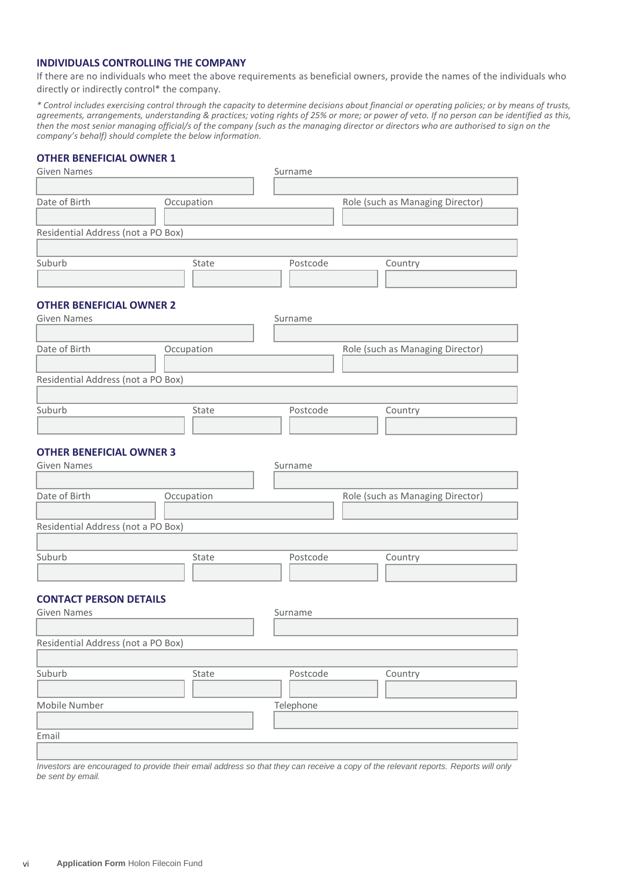## INDIVIDUALS CONTROLLING THE COMPANY

If there are no individuals who meet the above requirements as beneficial owners, provide the names of the individuals who directly or indirectly control* the company.

*\* Control includes exercising control through the capacity to determine decisions about financial or operating policies; or by means of trusts, agreements, arrangements, understanding & practices; voting rights of 25% or more; or power of veto. If no person can be identified as this, then the most senior managing official/s of the company (such as the managing director or directors who are authorised to sign on the company's behalf) should complete the below information.*

### OTHER BENEFICIAL OWNER 1

| Given Names | Surname |
|---|---|
| | |

| Date of Birth | Occupation | Role (such as Managing Director) |
|---|---|---|
| | | |

| Residential Address (not a PO Box) |
|---|
| |

| Suburb | State | Postcode | Country |
|---|---|---|---|
| | | | |

### OTHER BENEFICIAL OWNER 2

| Given Names | Surname |
|---|---|
| | |

| Date of Birth | Occupation | Role (such as Managing Director) |
|---|---|---|
| | | |

| Residential Address (not a PO Box) |
|---|
| |

| Suburb | State | Postcode | Country |
|---|---|---|---|
| | | | |

### OTHER BENEFICIAL OWNER 3

| Given Names | Surname |
|---|---|
| | |

| Date of Birth | Occupation | Role (such as Managing Director) |
|---|---|---|
| | | |

| Residential Address (not a PO Box) |
|---|
| |

| Suburb | State | Postcode | Country |
|---|---|---|---|
| | | | |

### CONTACT PERSON DETAILS

| Given Names | Surname |
|---|---|
| | |

| Residential Address (not a PO Box) |
|---|
| |

| Suburb | State | Postcode | Country |
|---|---|---|---|
| | | | |

| Mobile Number | Telephone |
|---|---|
| | |

| Email |
|---|
| |

*Investors are encouraged to provide their email address so that they can receive a copy of the relevant reports. Reports will only be sent by email.*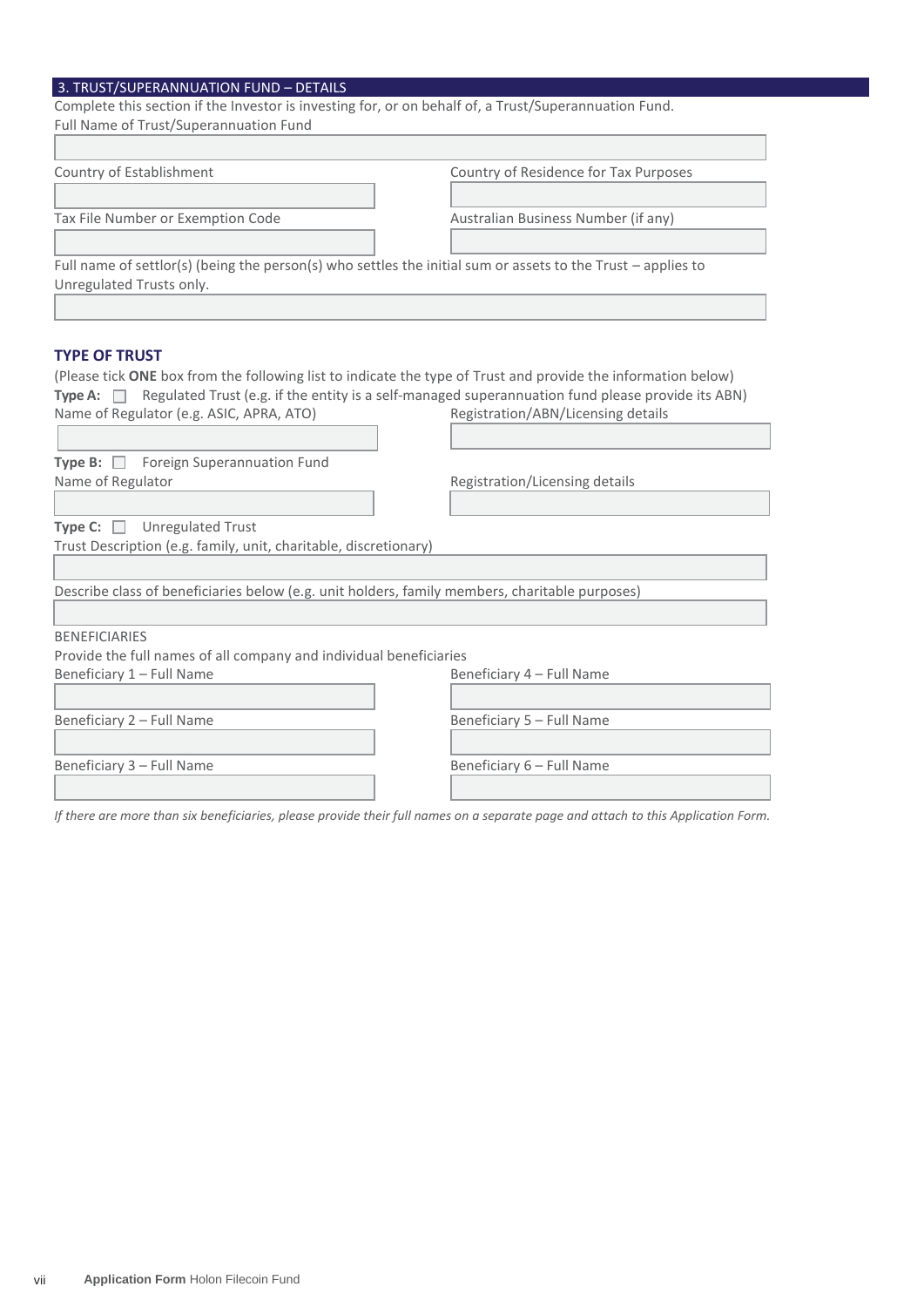## 3. TRUST/SUPERANNUATION FUND – DETAILS

Complete this section if the Investor is investing for, or on behalf of, a Trust/Superannuation Fund.

Full Name of Trust/Superannuation Fund

Country of Establishment

Country of Residence for Tax Purposes

Tax File Number or Exemption Code

Australian Business Number (if any)

Full name of settlor(s) (being the person(s) who settles the initial sum or assets to the Trust – applies to Unregulated Trusts only.

### TYPE OF TRUST

(Please tick **ONE** box from the following list to indicate the type of Trust and provide the information below)

**Type A:** ☐ Regulated Trust (e.g. if the entity is a self-managed superannuation fund please provide its ABN)

Name of Regulator (e.g. ASIC, APRA, ATO)

Registration/ABN/Licensing details

**Type B:** ☐ Foreign Superannuation Fund

Name of Regulator

Registration/Licensing details

**Type C:** ☐ Unregulated Trust

Trust Description (e.g. family, unit, charitable, discretionary)

Describe class of beneficiaries below (e.g. unit holders, family members, charitable purposes)

BENEFICIARIES

Provide the full names of all company and individual beneficiaries

Beneficiary 1 – Full Name

Beneficiary 2 – Full Name

Beneficiary 3 – Full Name

Beneficiary 4 – Full Name

Beneficiary 5 – Full Name

Beneficiary 6 – Full Name

*If there are more than six beneficiaries, please provide their full names on a separate page and attach to this Application Form.*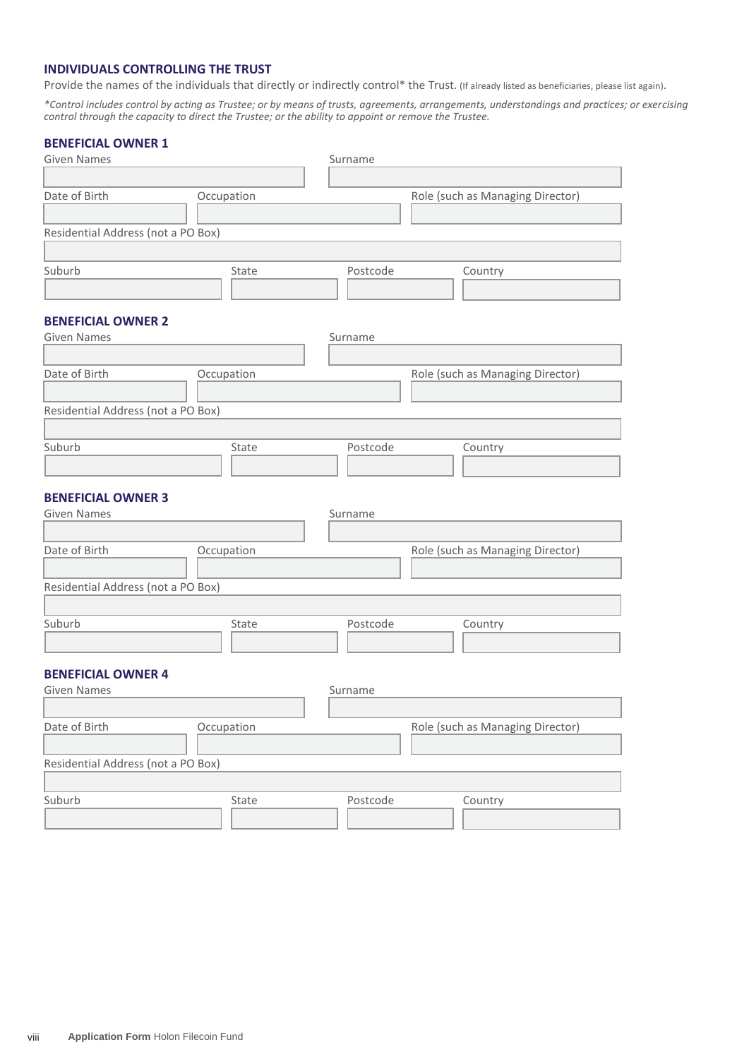## INDIVIDUALS CONTROLLING THE TRUST

Provide the names of the individuals that directly or indirectly control* the Trust. (If already listed as beneficiaries, please list again).

*\*Control includes control by acting as Trustee; or by means of trusts, agreements, arrangements, understandings and practices; or exercising control through the capacity to direct the Trustee; or the ability to appoint or remove the Trustee.*

### BENEFICIAL OWNER 1

| Given Names | | Surname |
|---|---|---|
| | | |

| Date of Birth | Occupation | Role (such as Managing Director) |
|---|---|---|
| | | |

| Residential Address (not a PO Box) |
|---|
| |

| Suburb | State | Postcode | Country |
|---|---|---|---|
| | | | |

### BENEFICIAL OWNER 2

| Given Names | | Surname |
|---|---|---|
| | | |

| Date of Birth | Occupation | Role (such as Managing Director) |
|---|---|---|
| | | |

| Residential Address (not a PO Box) |
|---|
| |

| Suburb | State | Postcode | Country |
|---|---|---|---|
| | | | |

### BENEFICIAL OWNER 3

| Given Names | | Surname |
|---|---|---|
| | | |

| Date of Birth | Occupation | Role (such as Managing Director) |
|---|---|---|
| | | |

| Residential Address (not a PO Box) |
|---|
| |

| Suburb | State | Postcode | Country |
|---|---|---|---|
| | | | |

### BENEFICIAL OWNER 4

| Given Names | | Surname |
|---|---|---|
| | | |

| Date of Birth | Occupation | Role (such as Managing Director) |
|---|---|---|
| | | |

| Residential Address (not a PO Box) |
|---|
| |

| Suburb | State | Postcode | Country |
|---|---|---|---|
| | | | |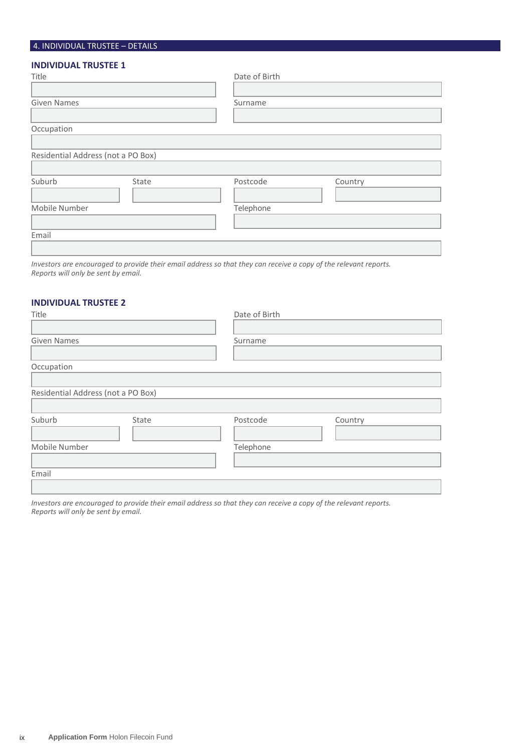## 4. INDIVIDUAL TRUSTEE – DETAILS

### INDIVIDUAL TRUSTEE 1

| Title | Date of Birth |
|---|---|
| | |

| Given Names | Surname |
|---|---|
| | |

Occupation

Residential Address (not a PO Box)

| Suburb | State | Postcode | Country |
|---|---|---|---|
| | | | |

| Mobile Number | Telephone |
|---|---|
| | |

Email

*Investors are encouraged to provide their email address so that they can receive a copy of the relevant reports. Reports will only be sent by email.*

### INDIVIDUAL TRUSTEE 2

| Title | Date of Birth |
|---|---|
| | |

| Given Names | Surname |
|---|---|
| | |

Occupation

Residential Address (not a PO Box)

| Suburb | State | Postcode | Country |
|---|---|---|---|
| | | | |

| Mobile Number | Telephone |
|---|---|
| | |

Email

*Investors are encouraged to provide their email address so that they can receive a copy of the relevant reports. Reports will only be sent by email.*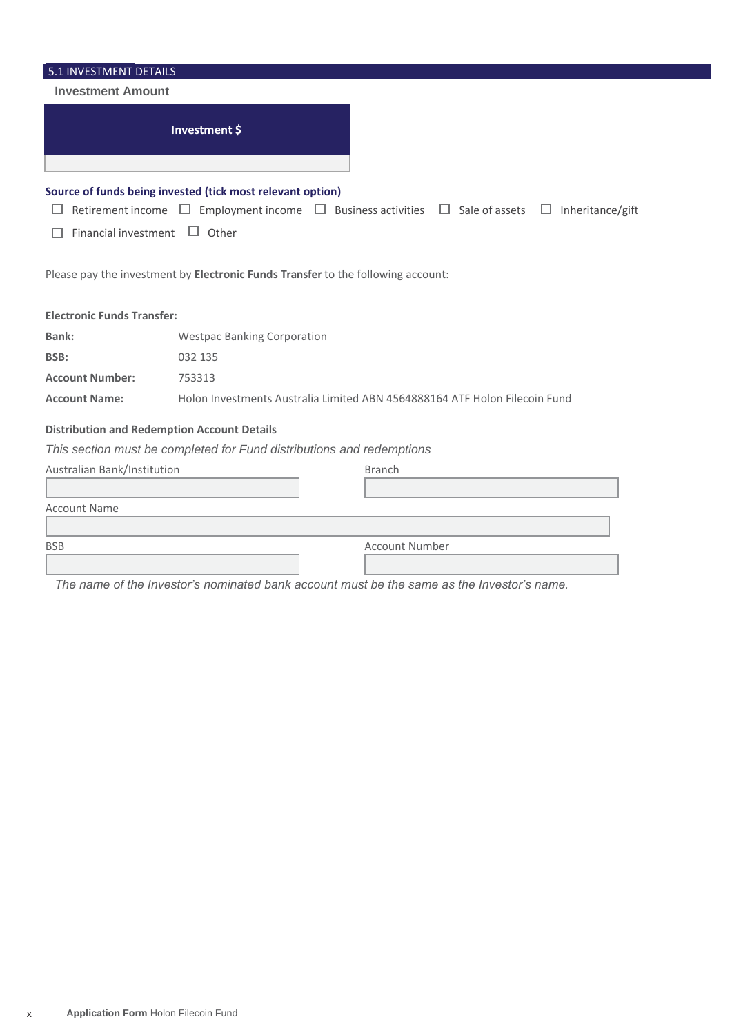## 5.1 INVESTMENT DETAILS

**Investment Amount**

| Investment $ |
|---|
| |

**Source of funds being invested (tick most relevant option)**

☐ Retirement income ☐ Employment income ☐ Business activities ☐ Sale of assets ☐ Inheritance/gift

☐ Financial investment ☐ Other ______________________________

Please pay the investment by **Electronic Funds Transfer** to the following account:

**Electronic Funds Transfer:**

| | |
|---|---|
| **Bank:** | Westpac Banking Corporation |
| **BSB:** | 032 135 |
| **Account Number:** | 753313 |
| **Account Name:** | Holon Investments Australia Limited ABN 4564888164 ATF Holon Filecoin Fund |

**Distribution and Redemption Account Details**

*This section must be completed for Fund distributions and redemptions*

| Australian Bank/Institution | Branch |
|---|---|
| | |

| Account Name |
|---|
| |

| BSB | Account Number |
|---|---|
| | |

*The name of the Investor's nominated bank account must be the same as the Investor's name.*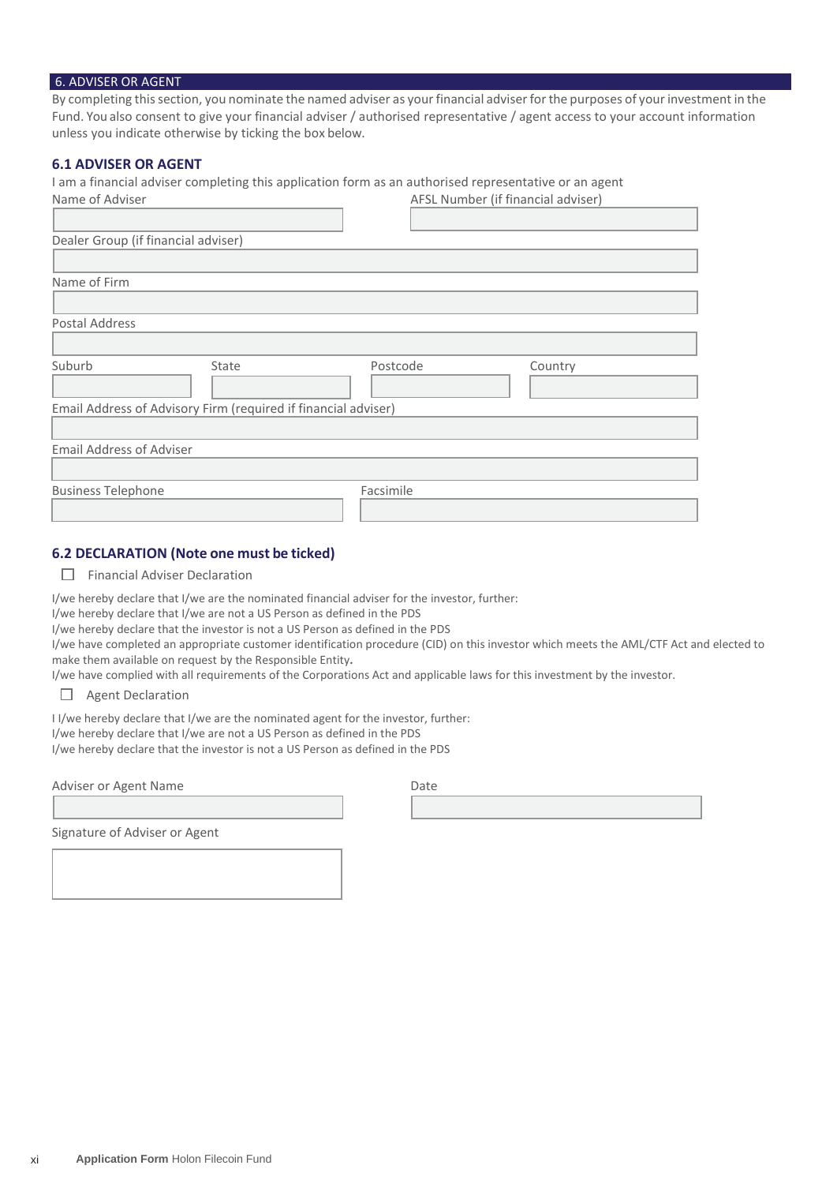## 6. ADVISER OR AGENT

By completing this section, you nominate the named adviser as your financial adviser for the purposes of your investment in the Fund. You also consent to give your financial adviser / authorised representative / agent access to your account information unless you indicate otherwise by ticking the box below.

### 6.1 ADVISER OR AGENT

I am a financial adviser completing this application form as an authorised representative or an agent

Name of Adviser

AFSL Number (if financial adviser)

Dealer Group (if financial adviser)

Name of Firm

Postal Address

Suburb

State

Postcode

Country

Email Address of Advisory Firm (required if financial adviser)

Email Address of Adviser

Business Telephone

Facsimile

### 6.2 DECLARATION (Note one must be ticked)

☐ Financial Adviser Declaration

I/we hereby declare that I/we are the nominated financial adviser for the investor, further:
I/we hereby declare that I/we are not a US Person as defined in the PDS
I/we hereby declare that the investor is not a US Person as defined in the PDS
I/we have completed an appropriate customer identification procedure (CID) on this investor which meets the AML/CTF Act and elected to make them available on request by the Responsible Entity.
I/we have complied with all requirements of the Corporations Act and applicable laws for this investment by the investor.

☐ Agent Declaration

I I/we hereby declare that I/we are the nominated agent for the investor, further:
I/we hereby declare that I/we are not a US Person as defined in the PDS
I/we hereby declare that the investor is not a US Person as defined in the PDS

Adviser or Agent Name

Date

Signature of Adviser or Agent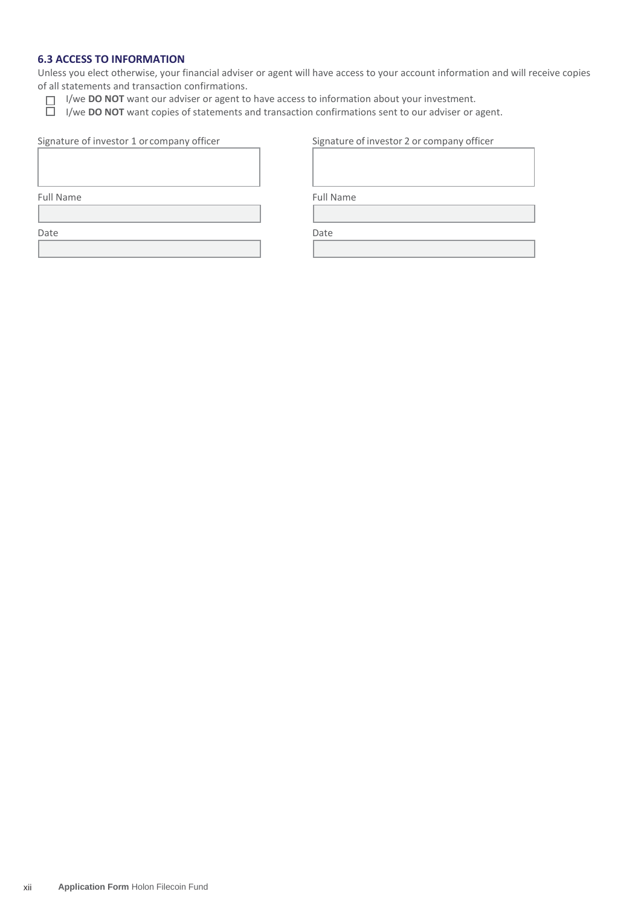### 6.3 ACCESS TO INFORMATION

Unless you elect otherwise, your financial adviser or agent will have access to your account information and will receive copies of all statements and transaction confirmations.

- ☐ I/we **DO NOT** want our adviser or agent to have access to information about your investment.
- ☐ I/we **DO NOT** want copies of statements and transaction confirmations sent to our adviser or agent.

| Signature of investor 1 or company officer | Signature of investor 2 or company officer |
| --- | --- |
| | |
| Full Name | Full Name |
| | |
| Date | Date |
| | |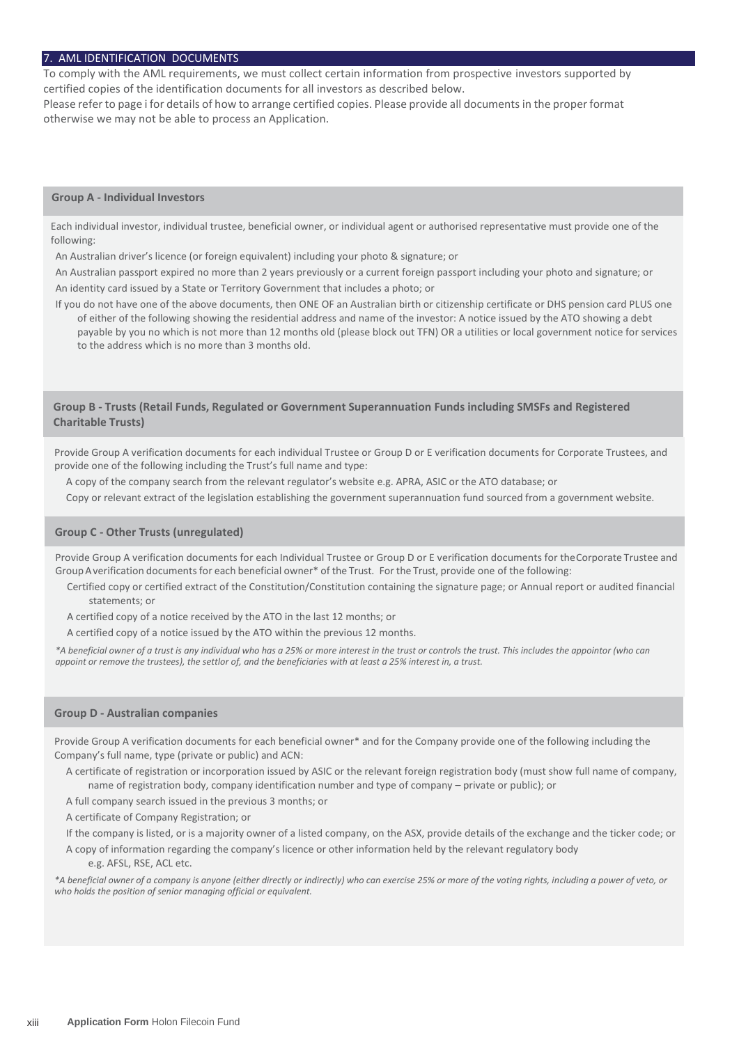## 7. AML IDENTIFICATION DOCUMENTS

To comply with the AML requirements, we must collect certain information from prospective investors supported by certified copies of the identification documents for all investors as described below.

Please refer to page i for details of how to arrange certified copies. Please provide all documents in the proper format otherwise we may not be able to process an Application.

### Group A - Individual Investors

Each individual investor, individual trustee, beneficial owner, or individual agent or authorised representative must provide one of the following:

- An Australian driver's licence (or foreign equivalent) including your photo & signature; or
- An Australian passport expired no more than 2 years previously or a current foreign passport including your photo and signature; or
- An identity card issued by a State or Territory Government that includes a photo; or
- If you do not have one of the above documents, then ONE OF an Australian birth or citizenship certificate or DHS pension card PLUS one of either of the following showing the residential address and name of the investor: A notice issued by the ATO showing a debt payable by you no which is not more than 12 months old (please block out TFN) OR a utilities or local government notice for services to the address which is no more than 3 months old.

### Group B - Trusts (Retail Funds, Regulated or Government Superannuation Funds including SMSFs and Registered Charitable Trusts)

Provide Group A verification documents for each individual Trustee or Group D or E verification documents for Corporate Trustees, and provide one of the following including the Trust's full name and type:

- A copy of the company search from the relevant regulator's website e.g. APRA, ASIC or the ATO database; or
- Copy or relevant extract of the legislation establishing the government superannuation fund sourced from a government website.

### Group C - Other Trusts (unregulated)

Provide Group A verification documents for each Individual Trustee or Group D or E verification documents for the Corporate Trustee and Group A verification documents for each beneficial owner* of the Trust. For the Trust, provide one of the following:

- Certified copy or certified extract of the Constitution/Constitution containing the signature page; or Annual report or audited financial statements; or
- A certified copy of a notice received by the ATO in the last 12 months; or
- A certified copy of a notice issued by the ATO within the previous 12 months.

*\*A beneficial owner of a trust is any individual who has a 25% or more interest in the trust or controls the trust. This includes the appointor (who can appoint or remove the trustees), the settlor of, and the beneficiaries with at least a 25% interest in, a trust.*

### Group D - Australian companies

Provide Group A verification documents for each beneficial owner* and for the Company provide one of the following including the Company's full name, type (private or public) and ACN:

- A certificate of registration or incorporation issued by ASIC or the relevant foreign registration body (must show full name of company, name of registration body, company identification number and type of company – private or public); or
- A full company search issued in the previous 3 months; or
- A certificate of Company Registration; or
- If the company is listed, or is a majority owner of a listed company, on the ASX, provide details of the exchange and the ticker code; or
- A copy of information regarding the company's licence or other information held by the relevant regulatory body e.g. AFSL, RSE, ACL etc.

*\*A beneficial owner of a company is anyone (either directly or indirectly) who can exercise 25% or more of the voting rights, including a power of veto, or who holds the position of senior managing official or equivalent.*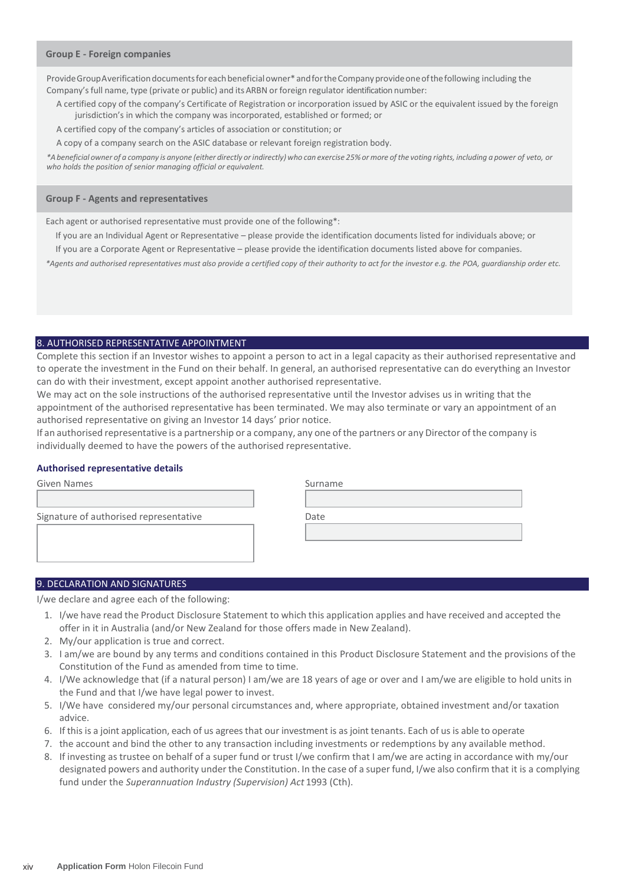### Group E - Foreign companies

Provide Group A verification documents for each beneficial owner* and for the Company provide one of the following including the Company's full name, type (private or public) and its ARBN or foreign regulator identification number:

- A certified copy of the company's Certificate of Registration or incorporation issued by ASIC or the equivalent issued by the foreign jurisdiction's in which the company was incorporated, established or formed; or
- A certified copy of the company's articles of association or constitution; or
- A copy of a company search on the ASIC database or relevant foreign registration body.

*\*A beneficial owner of a company is anyone (either directly or indirectly) who can exercise 25% or more of the voting rights, including a power of veto, or who holds the position of senior managing official or equivalent.*

### Group F - Agents and representatives

Each agent or authorised representative must provide one of the following*:

- If you are an Individual Agent or Representative – please provide the identification documents listed for individuals above; or
- If you are a Corporate Agent or Representative – please provide the identification documents listed above for companies.

*\*Agents and authorised representatives must also provide a certified copy of their authority to act for the investor e.g. the POA, guardianship order etc.*

## 8. AUTHORISED REPRESENTATIVE APPOINTMENT

Complete this section if an Investor wishes to appoint a person to act in a legal capacity as their authorised representative and to operate the investment in the Fund on their behalf. In general, an authorised representative can do everything an Investor can do with their investment, except appoint another authorised representative.

We may act on the sole instructions of the authorised representative until the Investor advises us in writing that the appointment of the authorised representative has been terminated. We may also terminate or vary an appointment of an authorised representative on giving an Investor 14 days' prior notice.

If an authorised representative is a partnership or a company, any one of the partners or any Director of the company is individually deemed to have the powers of the authorised representative.

**Authorised representative details**

Given Names

Surname

Signature of authorised representative

Date

## 9. DECLARATION AND SIGNATURES

I/we declare and agree each of the following:

1. I/we have read the Product Disclosure Statement to which this application applies and have received and accepted the offer in it in Australia (and/or New Zealand for those offers made in New Zealand).
2. My/our application is true and correct.
3. I am/we are bound by any terms and conditions contained in this Product Disclosure Statement and the provisions of the Constitution of the Fund as amended from time to time.
4. I/We acknowledge that (if a natural person) I am/we are 18 years of age or over and I am/we are eligible to hold units in the Fund and that I/we have legal power to invest.
5. I/We have considered my/our personal circumstances and, where appropriate, obtained investment and/or taxation advice.
6. If this is a joint application, each of us agrees that our investment is as joint tenants. Each of us is able to operate
7. the account and bind the other to any transaction including investments or redemptions by any available method.
8. If investing as trustee on behalf of a super fund or trust I/we confirm that I am/we are acting in accordance with my/our designated powers and authority under the Constitution. In the case of a super fund, I/we also confirm that it is a complying fund under the *Superannuation Industry (Supervision) Act* 1993 (Cth).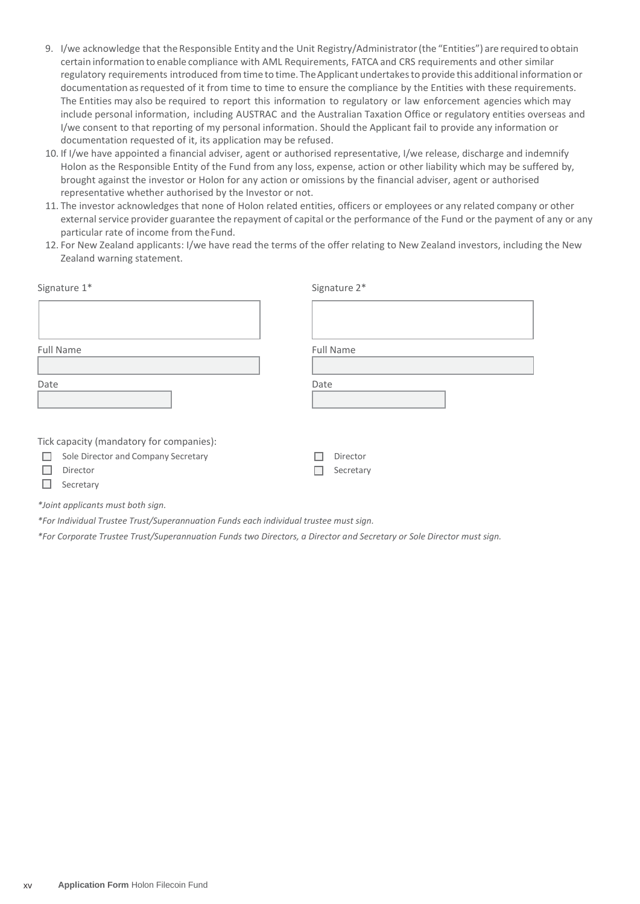9. I/we acknowledge that the Responsible Entity and the Unit Registry/Administrator (the "Entities") are required to obtain certain information to enable compliance with AML Requirements, FATCA and CRS requirements and other similar regulatory requirements introduced from time to time. The Applicant undertakes to provide this additional information or documentation as requested of it from time to time to ensure the compliance by the Entities with these requirements. The Entities may also be required to report this information to regulatory or law enforcement agencies which may include personal information, including AUSTRAC and the Australian Taxation Office or regulatory entities overseas and I/we consent to that reporting of my personal information. Should the Applicant fail to provide any information or documentation requested of it, its application may be refused.
10. If I/we have appointed a financial adviser, agent or authorised representative, I/we release, discharge and indemnify Holon as the Responsible Entity of the Fund from any loss, expense, action or other liability which may be suffered by, brought against the investor or Holon for any action or omissions by the financial adviser, agent or authorised representative whether authorised by the Investor or not.
11. The investor acknowledges that none of Holon related entities, officers or employees or any related company or other external service provider guarantee the repayment of capital or the performance of the Fund or the payment of any or any particular rate of income from the Fund.
12. For New Zealand applicants: I/we have read the terms of the offer relating to New Zealand investors, including the New Zealand warning statement.

| Signature 1* | Signature 2* |
|---|---|
| | |
| Full Name | Full Name |
| | |
| Date | Date |
| | |

Tick capacity (mandatory for companies):

| | |
|---|---|
| ☐ Sole Director and Company Secretary | ☐ Director |
| ☐ Director | ☐ Secretary |
| ☐ Secretary | |

*\*Joint applicants must both sign.*

*\*For Individual Trustee Trust/Superannuation Funds each individual trustee must sign.*

*\*For Corporate Trustee Trust/Superannuation Funds two Directors, a Director and Secretary or Sole Director must sign.*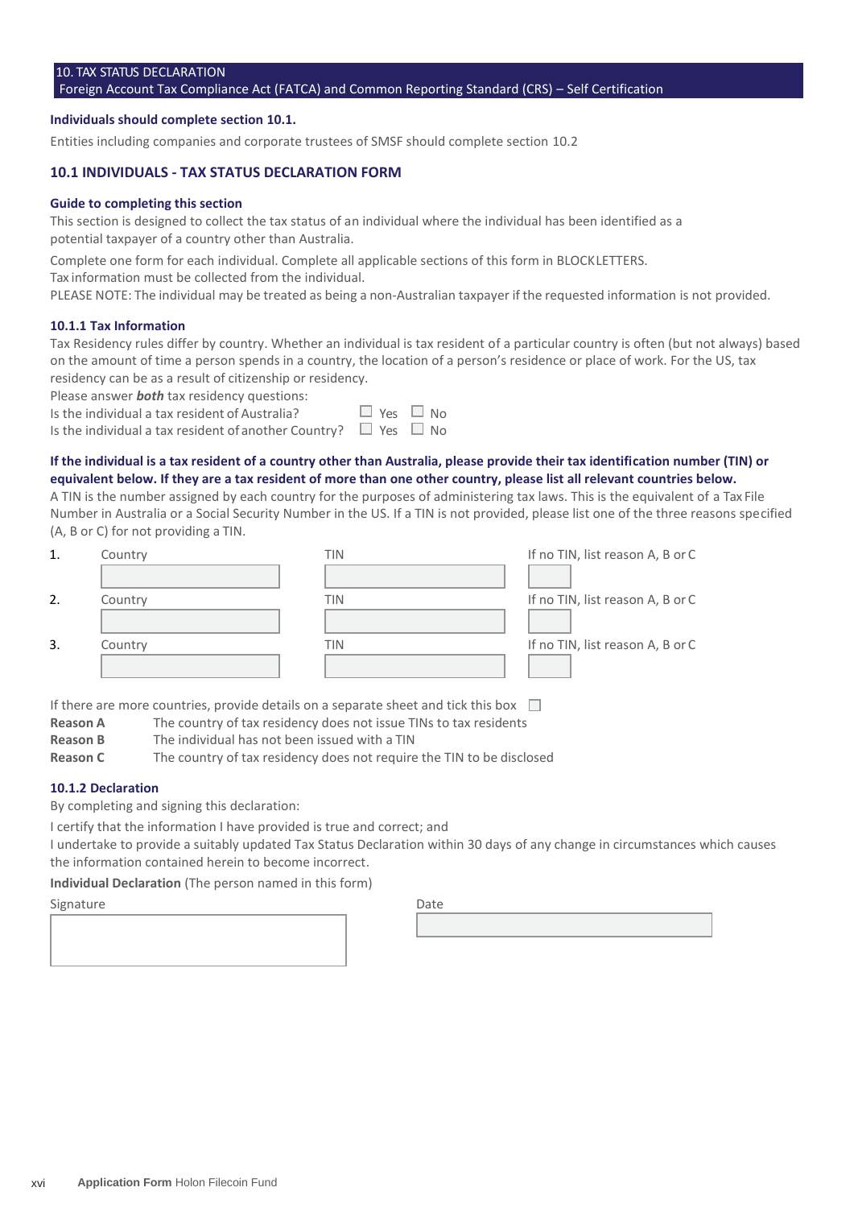## 10. TAX STATUS DECLARATION
Foreign Account Tax Compliance Act (FATCA) and Common Reporting Standard (CRS) – Self Certification

**Individuals should complete section 10.1.**

Entities including companies and corporate trustees of SMSF should complete section 10.2

### 10.1 INDIVIDUALS - TAX STATUS DECLARATION FORM

#### Guide to completing this section

This section is designed to collect the tax status of an individual where the individual has been identified as a potential taxpayer of a country other than Australia.

Complete one form for each individual. Complete all applicable sections of this form in BLOCK LETTERS.
Tax information must be collected from the individual.
PLEASE NOTE: The individual may be treated as being a non-Australian taxpayer if the requested information is not provided.

#### 10.1.1 Tax Information

Tax Residency rules differ by country. Whether an individual is tax resident of a particular country is often (but not always) based on the amount of time a person spends in a country, the location of a person's residence or place of work. For the US, tax residency can be as a result of citizenship or residency.

Please answer ***both*** tax residency questions:

Is the individual a tax resident of Australia? ☐ Yes ☐ No
Is the individual a tax resident of another Country? ☐ Yes ☐ No

**If the individual is a tax resident of a country other than Australia, please provide their tax identification number (TIN) or equivalent below. If they are a tax resident of more than one other country, please list all relevant countries below.**

A TIN is the number assigned by each country for the purposes of administering tax laws. This is the equivalent of a Tax File Number in Australia or a Social Security Number in the US. If a TIN is not provided, please list one of the three reasons specified (A, B or C) for not providing a TIN.

| | Country | TIN | If no TIN, list reason A, B or C |
|---|---|---|---|
| 1. | | | |
| 2. | | | |
| 3. | | | |

If there are more countries, provide details on a separate sheet and tick this box ☐

**Reason A** The country of tax residency does not issue TINs to tax residents
**Reason B** The individual has not been issued with a TIN
**Reason C** The country of tax residency does not require the TIN to be disclosed

#### 10.1.2 Declaration

By completing and signing this declaration:

I certify that the information I have provided is true and correct; and
I undertake to provide a suitably updated Tax Status Declaration within 30 days of any change in circumstances which causes the information contained herein to become incorrect.

**Individual Declaration** (The person named in this form)

| Signature | Date |
|---|---|
| | |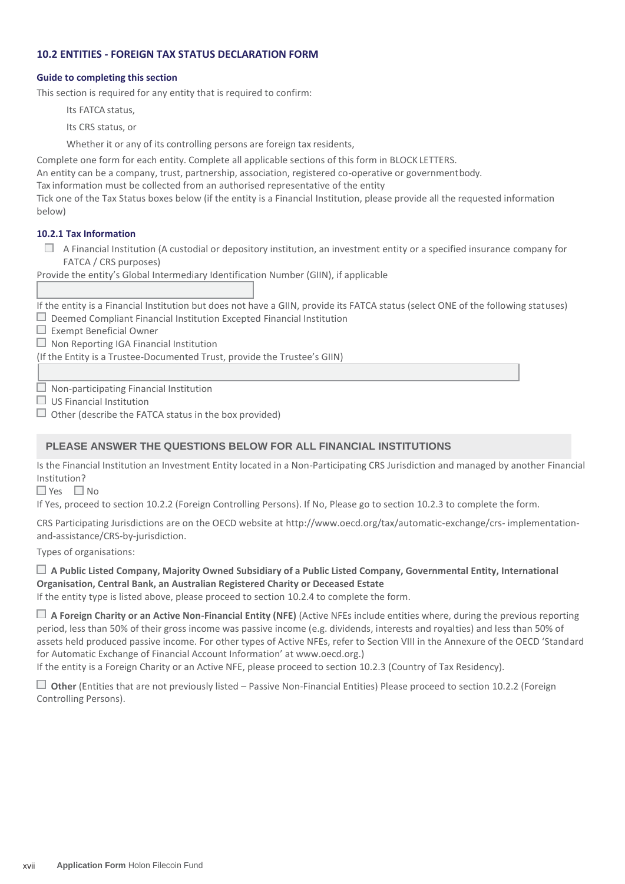### 10.2 ENTITIES - FOREIGN TAX STATUS DECLARATION FORM

**Guide to completing this section**

This section is required for any entity that is required to confirm:

- Its FATCA status,
- Its CRS status, or
- Whether it or any of its controlling persons are foreign tax residents,

Complete one form for each entity. Complete all applicable sections of this form in BLOCK LETTERS.
An entity can be a company, trust, partnership, association, registered co-operative or government body.
Tax information must be collected from an authorised representative of the entity
Tick one of the Tax Status boxes below (if the entity is a Financial Institution, please provide all the requested information below)

**10.2.1 Tax Information**

☐ A Financial Institution (A custodial or depository institution, an investment entity or a specified insurance company for FATCA / CRS purposes)

Provide the entity's Global Intermediary Identification Number (GIIN), if applicable

[ ]

If the entity is a Financial Institution but does not have a GIIN, provide its FATCA status (select ONE of the following statuses)

☐ Deemed Compliant Financial Institution Excepted Financial Institution
☐ Exempt Beneficial Owner
☐ Non Reporting IGA Financial Institution
(If the Entity is a Trustee-Documented Trust, provide the Trustee's GIIN)

[ ]

☐ Non-participating Financial Institution
☐ US Financial Institution
☐ Other (describe the FATCA status in the box provided)

**PLEASE ANSWER THE QUESTIONS BELOW FOR ALL FINANCIAL INSTITUTIONS**

Is the Financial Institution an Investment Entity located in a Non-Participating CRS Jurisdiction and managed by another Financial Institution?

☐ Yes ☐ No

If Yes, proceed to section 10.2.2 (Foreign Controlling Persons). If No, Please go to section 10.2.3 to complete the form.

CRS Participating Jurisdictions are on the OECD website at http://www.oecd.org/tax/automatic-exchange/crs- implementation-and-assistance/CRS-by-jurisdiction.

Types of organisations:

☐ **A Public Listed Company, Majority Owned Subsidiary of a Public Listed Company, Governmental Entity, International Organisation, Central Bank, an Australian Registered Charity or Deceased Estate**
If the entity type is listed above, please proceed to section 10.2.4 to complete the form.

☐ **A Foreign Charity or an Active Non-Financial Entity (NFE)** (Active NFEs include entities where, during the previous reporting period, less than 50% of their gross income was passive income (e.g. dividends, interests and royalties) and less than 50% of assets held produced passive income. For other types of Active NFEs, refer to Section VIII in the Annexure of the OECD 'Standard for Automatic Exchange of Financial Account Information' at www.oecd.org.)
If the entity is a Foreign Charity or an Active NFE, please proceed to section 10.2.3 (Country of Tax Residency).

☐ **Other** (Entities that are not previously listed – Passive Non-Financial Entities) Please proceed to section 10.2.2 (Foreign Controlling Persons).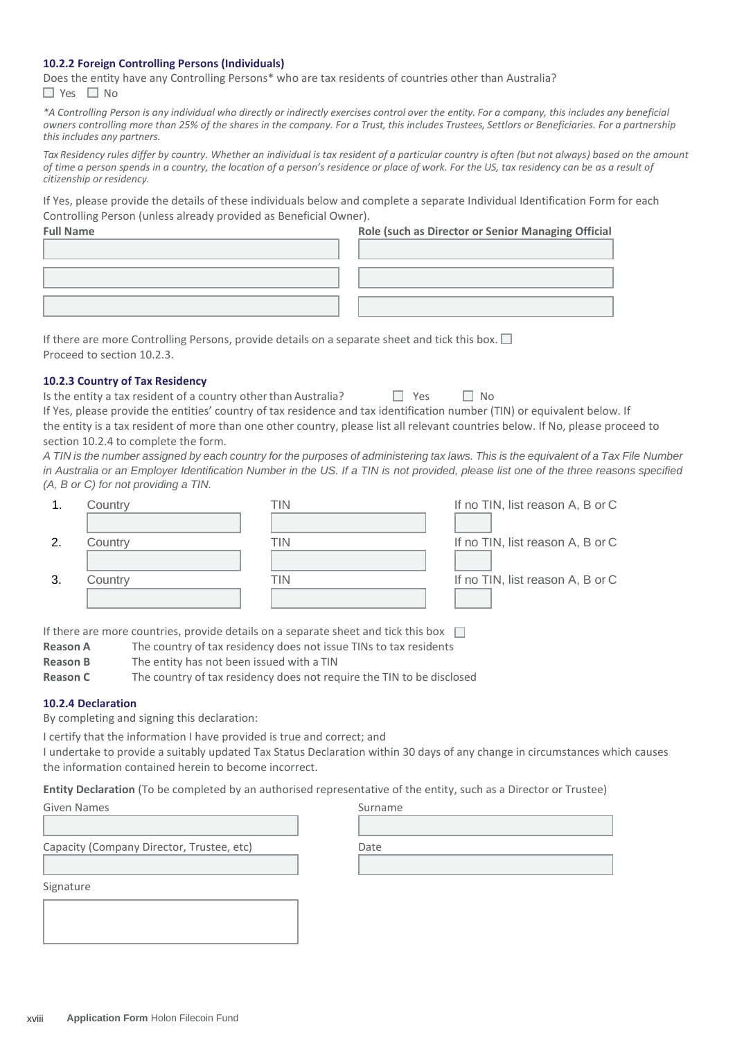### 10.2.2 Foreign Controlling Persons (Individuals)

Does the entity have any Controlling Persons* who are tax residents of countries other than Australia?

☐ Yes ☐ No

*\*A Controlling Person is any individual who directly or indirectly exercises control over the entity. For a company, this includes any beneficial owners controlling more than 25% of the shares in the company. For a Trust, this includes Trustees, Settlors or Beneficiaries. For a partnership this includes any partners.*

*Tax Residency rules differ by country. Whether an individual is tax resident of a particular country is often (but not always) based on the amount of time a person spends in a country, the location of a person's residence or place of work. For the US, tax residency can be as a result of citizenship or residency.*

If Yes, please provide the details of these individuals below and complete a separate Individual Identification Form for each Controlling Person (unless already provided as Beneficial Owner).

| Full Name | Role (such as Director or Senior Managing Official |
|---|---|
| | |
| | |
| | |

If there are more Controlling Persons, provide details on a separate sheet and tick this box. ☐

Proceed to section 10.2.3.

### 10.2.3 Country of Tax Residency

Is the entity a tax resident of a country other than Australia? ☐ Yes ☐ No

If Yes, please provide the entities' country of tax residence and tax identification number (TIN) or equivalent below. If the entity is a tax resident of more than one other country, please list all relevant countries below. If No, please proceed to section 10.2.4 to complete the form.

*A TIN is the number assigned by each country for the purposes of administering tax laws. This is the equivalent of a Tax File Number in Australia or an Employer Identification Number in the US. If a TIN is not provided, please list one of the three reasons specified (A, B or C) for not providing a TIN.*

| | Country | TIN | If no TIN, list reason A, B or C |
|---|---|---|---|
| 1. | | | |
| 2. | | | |
| 3. | | | |

If there are more countries, provide details on a separate sheet and tick this box ☐

**Reason A** The country of tax residency does not issue TINs to tax residents

**Reason B** The entity has not been issued with a TIN

**Reason C** The country of tax residency does not require the TIN to be disclosed

### 10.2.4 Declaration

By completing and signing this declaration:

I certify that the information I have provided is true and correct; and

I undertake to provide a suitably updated Tax Status Declaration within 30 days of any change in circumstances which causes the information contained herein to become incorrect.

**Entity Declaration** (To be completed by an authorised representative of the entity, such as a Director or Trustee)

| Given Names | Surname |
|---|---|
| | |
| **Capacity (Company Director, Trustee, etc)** | **Date** |
| | |

Signature

&nbsp;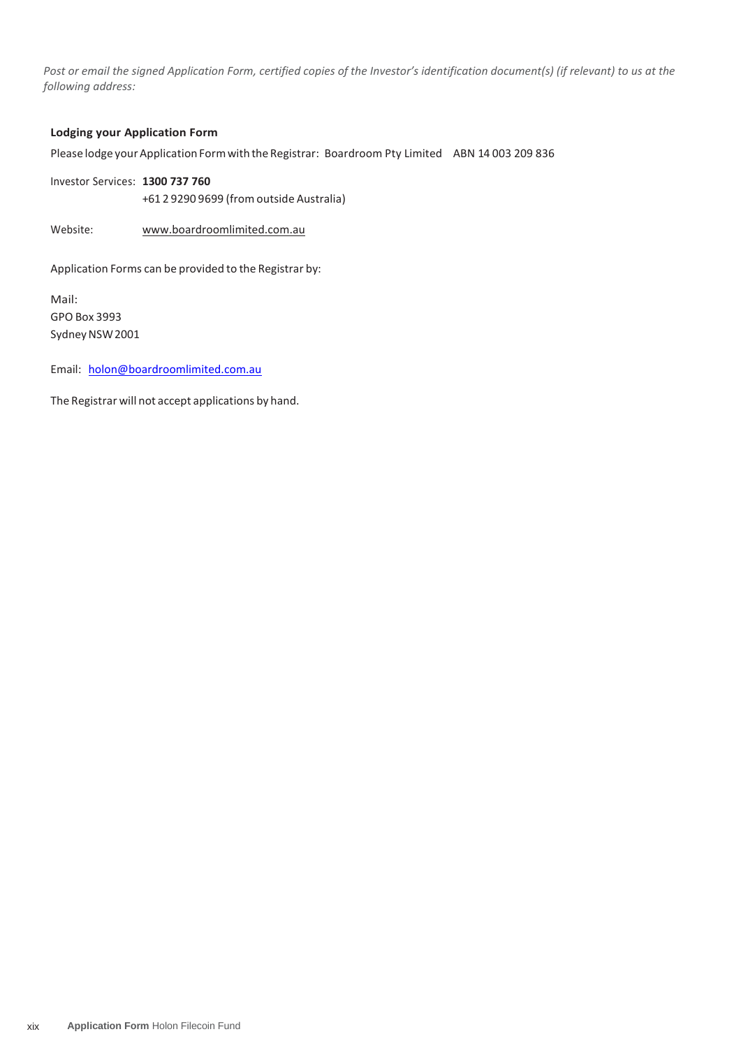*Post or email the signed Application Form, certified copies of the Investor's identification document(s) (if relevant) to us at the following address:*

**Lodging your Application Form**

Please lodge your Application Form with the Registrar: Boardroom Pty Limited ABN 14 003 209 836

Investor Services: **1300 737 760**
+61 2 9290 9699 (from outside Australia)

Website: www.boardroomlimited.com.au

Application Forms can be provided to the Registrar by:

Mail:
GPO Box 3993
Sydney NSW 2001

Email: holon@boardroomlimited.com.au

The Registrar will not accept applications by hand.